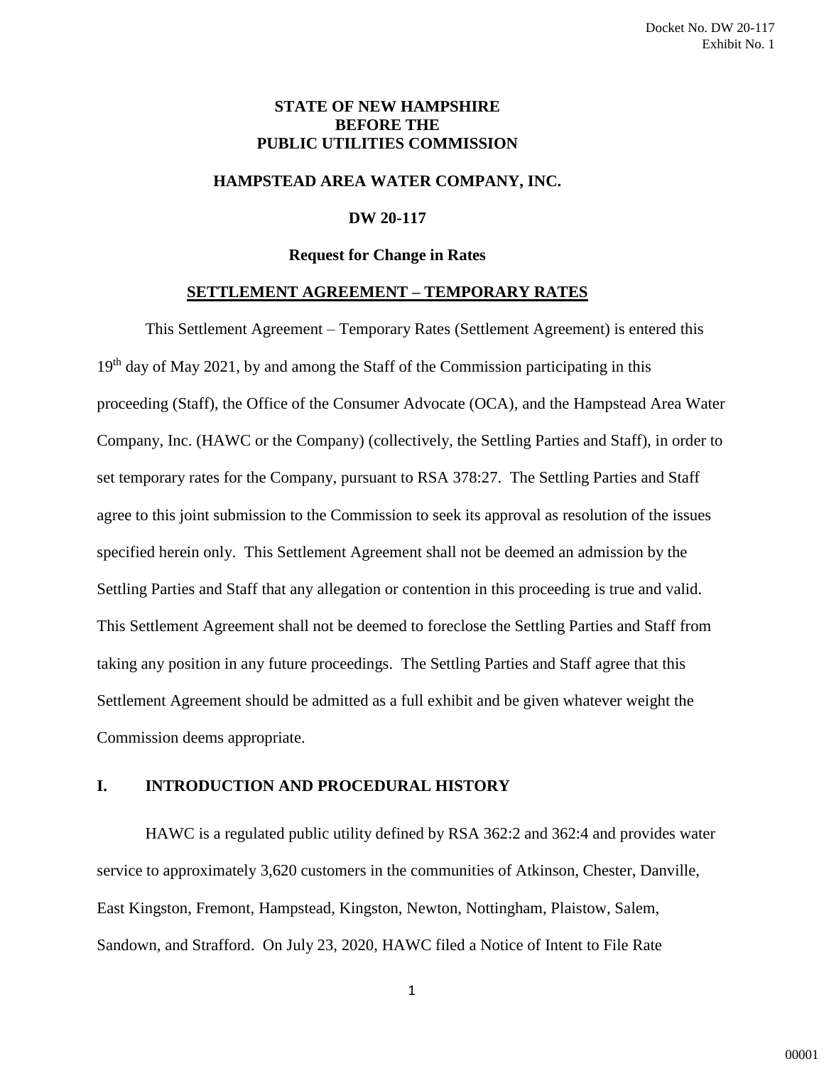Docket No. DW 20-117
Exhibit No. 1

**STATE OF NEW HAMPSHIRE**
**BEFORE THE**
**PUBLIC UTILITIES COMMISSION**

**HAMPSTEAD AREA WATER COMPANY, INC.**

**DW 20-117**

**Request for Change in Rates**

**SETTLEMENT AGREEMENT – TEMPORARY RATES**

This Settlement Agreement – Temporary Rates (Settlement Agreement) is entered this 19th day of May 2021, by and among the Staff of the Commission participating in this proceeding (Staff), the Office of the Consumer Advocate (OCA), and the Hampstead Area Water Company, Inc. (HAWC or the Company) (collectively, the Settling Parties and Staff), in order to set temporary rates for the Company, pursuant to RSA 378:27. The Settling Parties and Staff agree to this joint submission to the Commission to seek its approval as resolution of the issues specified herein only. This Settlement Agreement shall not be deemed an admission by the Settling Parties and Staff that any allegation or contention in this proceeding is true and valid. This Settlement Agreement shall not be deemed to foreclose the Settling Parties and Staff from taking any position in any future proceedings. The Settling Parties and Staff agree that this Settlement Agreement should be admitted as a full exhibit and be given whatever weight the Commission deems appropriate.

## I. INTRODUCTION AND PROCEDURAL HISTORY

HAWC is a regulated public utility defined by RSA 362:2 and 362:4 and provides water service to approximately 3,620 customers in the communities of Atkinson, Chester, Danville, East Kingston, Fremont, Hampstead, Kingston, Newton, Nottingham, Plaistow, Salem, Sandown, and Strafford. On July 23, 2020, HAWC filed a Notice of Intent to File Rate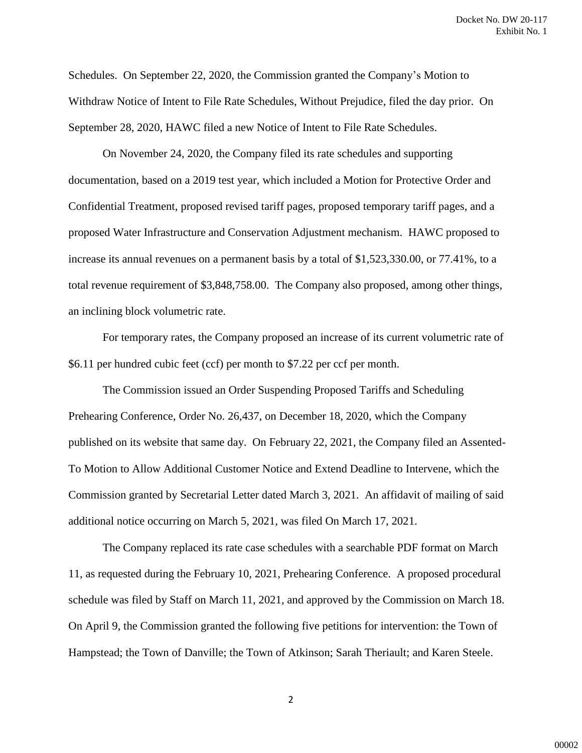Schedules. On September 22, 2020, the Commission granted the Company's Motion to Withdraw Notice of Intent to File Rate Schedules, Without Prejudice, filed the day prior. On September 28, 2020, HAWC filed a new Notice of Intent to File Rate Schedules.

On November 24, 2020, the Company filed its rate schedules and supporting documentation, based on a 2019 test year, which included a Motion for Protective Order and Confidential Treatment, proposed revised tariff pages, proposed temporary tariff pages, and a proposed Water Infrastructure and Conservation Adjustment mechanism. HAWC proposed to increase its annual revenues on a permanent basis by a total of $1,523,330.00, or 77.41%, to a total revenue requirement of $3,848,758.00. The Company also proposed, among other things, an inclining block volumetric rate.

For temporary rates, the Company proposed an increase of its current volumetric rate of $6.11 per hundred cubic feet (ccf) per month to $7.22 per ccf per month.

The Commission issued an Order Suspending Proposed Tariffs and Scheduling Prehearing Conference, Order No. 26,437, on December 18, 2020, which the Company published on its website that same day. On February 22, 2021, the Company filed an Assented-To Motion to Allow Additional Customer Notice and Extend Deadline to Intervene, which the Commission granted by Secretarial Letter dated March 3, 2021. An affidavit of mailing of said additional notice occurring on March 5, 2021, was filed On March 17, 2021.

The Company replaced its rate case schedules with a searchable PDF format on March 11, as requested during the February 10, 2021, Prehearing Conference. A proposed procedural schedule was filed by Staff on March 11, 2021, and approved by the Commission on March 18. On April 9, the Commission granted the following five petitions for intervention: the Town of Hampstead; the Town of Danville; the Town of Atkinson; Sarah Theriault; and Karen Steele.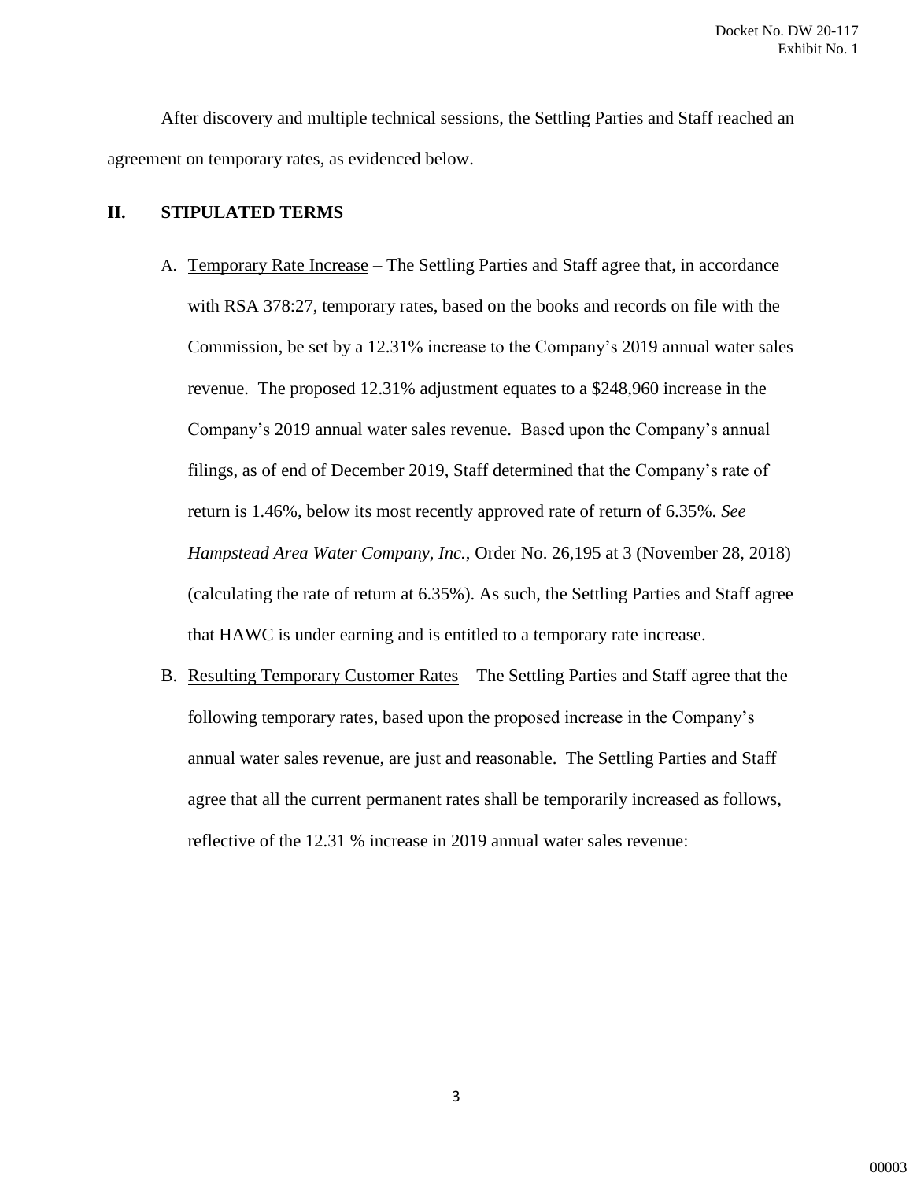After discovery and multiple technical sessions, the Settling Parties and Staff reached an agreement on temporary rates, as evidenced below.

## II. STIPULATED TERMS

A. Temporary Rate Increase – The Settling Parties and Staff agree that, in accordance with RSA 378:27, temporary rates, based on the books and records on file with the Commission, be set by a 12.31% increase to the Company's 2019 annual water sales revenue. The proposed 12.31% adjustment equates to a $248,960 increase in the Company's 2019 annual water sales revenue. Based upon the Company's annual filings, as of end of December 2019, Staff determined that the Company's rate of return is 1.46%, below its most recently approved rate of return of 6.35%. *See Hampstead Area Water Company, Inc.*, Order No. 26,195 at 3 (November 28, 2018) (calculating the rate of return at 6.35%). As such, the Settling Parties and Staff agree that HAWC is under earning and is entitled to a temporary rate increase.

B. Resulting Temporary Customer Rates – The Settling Parties and Staff agree that the following temporary rates, based upon the proposed increase in the Company's annual water sales revenue, are just and reasonable. The Settling Parties and Staff agree that all the current permanent rates shall be temporarily increased as follows, reflective of the 12.31 % increase in 2019 annual water sales revenue: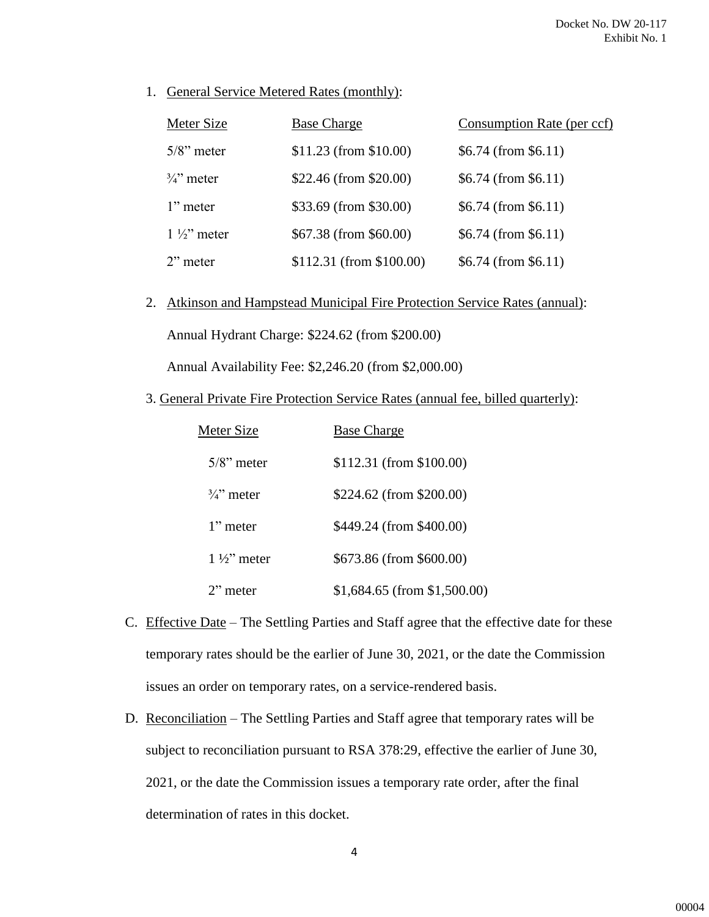1. General Service Metered Rates (monthly):

| Meter Size | Base Charge | Consumption Rate (per ccf) |
|---|---|---|
| 5/8" meter | $11.23 (from $10.00) | $6.74 (from $6.11) |
| ¾" meter | $22.46 (from $20.00) | $6.74 (from $6.11) |
| 1" meter | $33.69 (from $30.00) | $6.74 (from $6.11) |
| 1 ½" meter | $67.38 (from $60.00) | $6.74 (from $6.11) |
| 2" meter | $112.31 (from $100.00) | $6.74 (from $6.11) |

2. Atkinson and Hampstead Municipal Fire Protection Service Rates (annual):

   Annual Hydrant Charge: $224.62 (from $200.00)

   Annual Availability Fee: $2,246.20 (from $2,000.00)

3. General Private Fire Protection Service Rates (annual fee, billed quarterly):

| Meter Size | Base Charge |
|---|---|
| 5/8" meter | $112.31 (from $100.00) |
| ¾" meter | $224.62 (from $200.00) |
| 1" meter | $449.24 (from $400.00) |
| 1 ½" meter | $673.86 (from $600.00) |
| 2" meter | $1,684.65 (from $1,500.00) |

C. Effective Date – The Settling Parties and Staff agree that the effective date for these temporary rates should be the earlier of June 30, 2021, or the date the Commission issues an order on temporary rates, on a service-rendered basis.

D. Reconciliation – The Settling Parties and Staff agree that temporary rates will be subject to reconciliation pursuant to RSA 378:29, effective the earlier of June 30, 2021, or the date the Commission issues a temporary rate order, after the final determination of rates in this docket.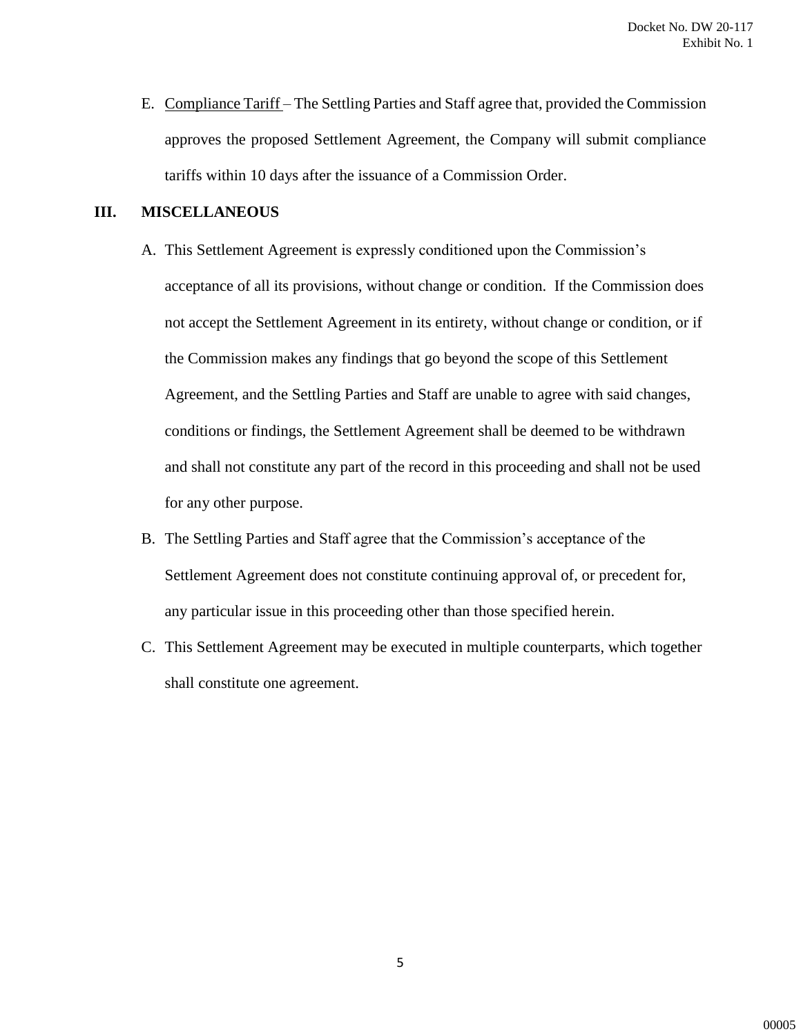E. Compliance Tariff – The Settling Parties and Staff agree that, provided the Commission approves the proposed Settlement Agreement, the Company will submit compliance tariffs within 10 days after the issuance of a Commission Order.

## III. MISCELLANEOUS

A. This Settlement Agreement is expressly conditioned upon the Commission's acceptance of all its provisions, without change or condition. If the Commission does not accept the Settlement Agreement in its entirety, without change or condition, or if the Commission makes any findings that go beyond the scope of this Settlement Agreement, and the Settling Parties and Staff are unable to agree with said changes, conditions or findings, the Settlement Agreement shall be deemed to be withdrawn and shall not constitute any part of the record in this proceeding and shall not be used for any other purpose.

B. The Settling Parties and Staff agree that the Commission's acceptance of the Settlement Agreement does not constitute continuing approval of, or precedent for, any particular issue in this proceeding other than those specified herein.

C. This Settlement Agreement may be executed in multiple counterparts, which together shall constitute one agreement.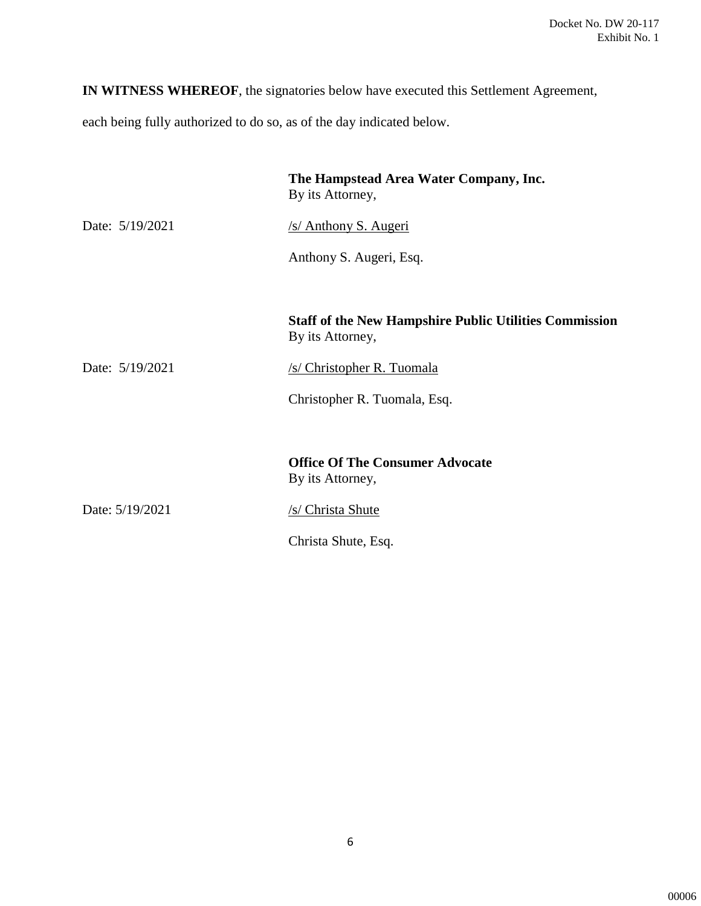**IN WITNESS WHEREOF**, the signatories below have executed this Settlement Agreement, each being fully authorized to do so, as of the day indicated below.

**The Hampstead Area Water Company, Inc.**
By its Attorney,

Date: 5/19/2021

/s/ Anthony S. Augeri

Anthony S. Augeri, Esq.

**Staff of the New Hampshire Public Utilities Commission**
By its Attorney,

Date: 5/19/2021

/s/ Christopher R. Tuomala

Christopher R. Tuomala, Esq.

**Office Of The Consumer Advocate**
By its Attorney,

Date: 5/19/2021

/s/ Christa Shute

Christa Shute, Esq.